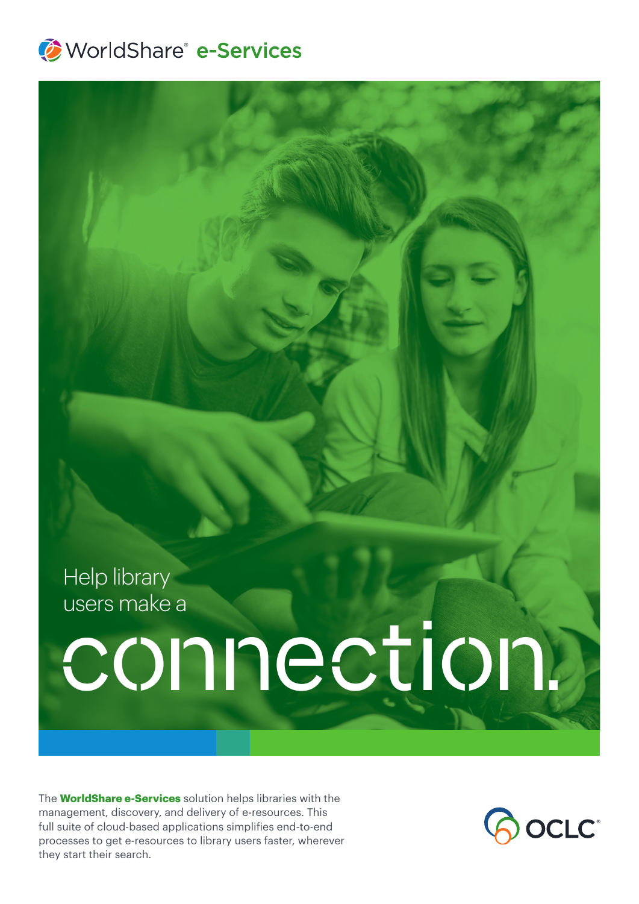WorldShare® e-Services

# Help library users make a connection.

The **WorldShare e-Services** solution helps libraries with the management, discovery, and delivery of e-resources. This full suite of cloud-based applications simplifies end-to-end processes to get e-resources to library users faster, wherever they start their search.

OCLC®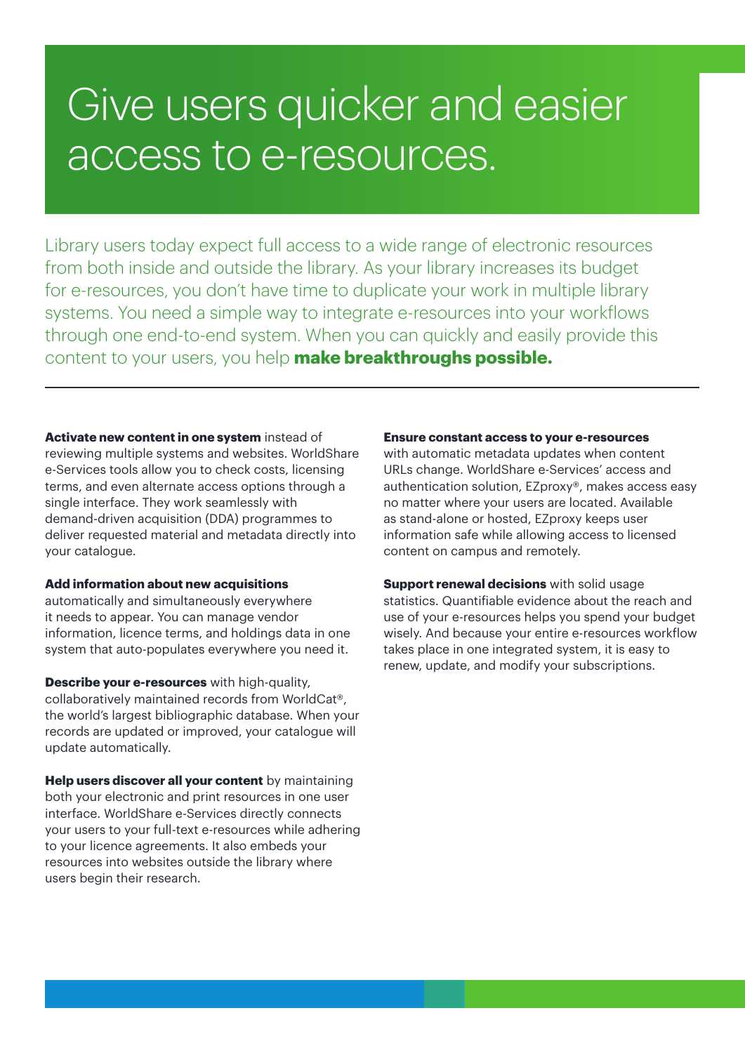# Give users quicker and easier access to e-resources.

Library users today expect full access to a wide range of electronic resources from both inside and outside the library. As your library increases its budget for e-resources, you don't have time to duplicate your work in multiple library systems. You need a simple way to integrate e-resources into your workflows through one end-to-end system. When you can quickly and easily provide this content to your users, you help **make breakthroughs possible.**

---

**Activate new content in one system** instead of reviewing multiple systems and websites. WorldShare e-Services tools allow you to check costs, licensing terms, and even alternate access options through a single interface. They work seamlessly with demand-driven acquisition (DDA) programmes to deliver requested material and metadata directly into your catalogue.

**Add information about new acquisitions** automatically and simultaneously everywhere it needs to appear. You can manage vendor information, licence terms, and holdings data in one system that auto-populates everywhere you need it.

**Describe your e-resources** with high-quality, collaboratively maintained records from WorldCat®, the world's largest bibliographic database. When your records are updated or improved, your catalogue will update automatically.

**Help users discover all your content** by maintaining both your electronic and print resources in one user interface. WorldShare e-Services directly connects your users to your full-text e-resources while adhering to your licence agreements. It also embeds your resources into websites outside the library where users begin their research.

**Ensure constant access to your e-resources** with automatic metadata updates when content URLs change. WorldShare e-Services' access and authentication solution, EZproxy®, makes access easy no matter where your users are located. Available as stand-alone or hosted, EZproxy keeps user information safe while allowing access to licensed content on campus and remotely.

**Support renewal decisions** with solid usage statistics. Quantifiable evidence about the reach and use of your e-resources helps you spend your budget wisely. And because your entire e-resources workflow takes place in one integrated system, it is easy to renew, update, and modify your subscriptions.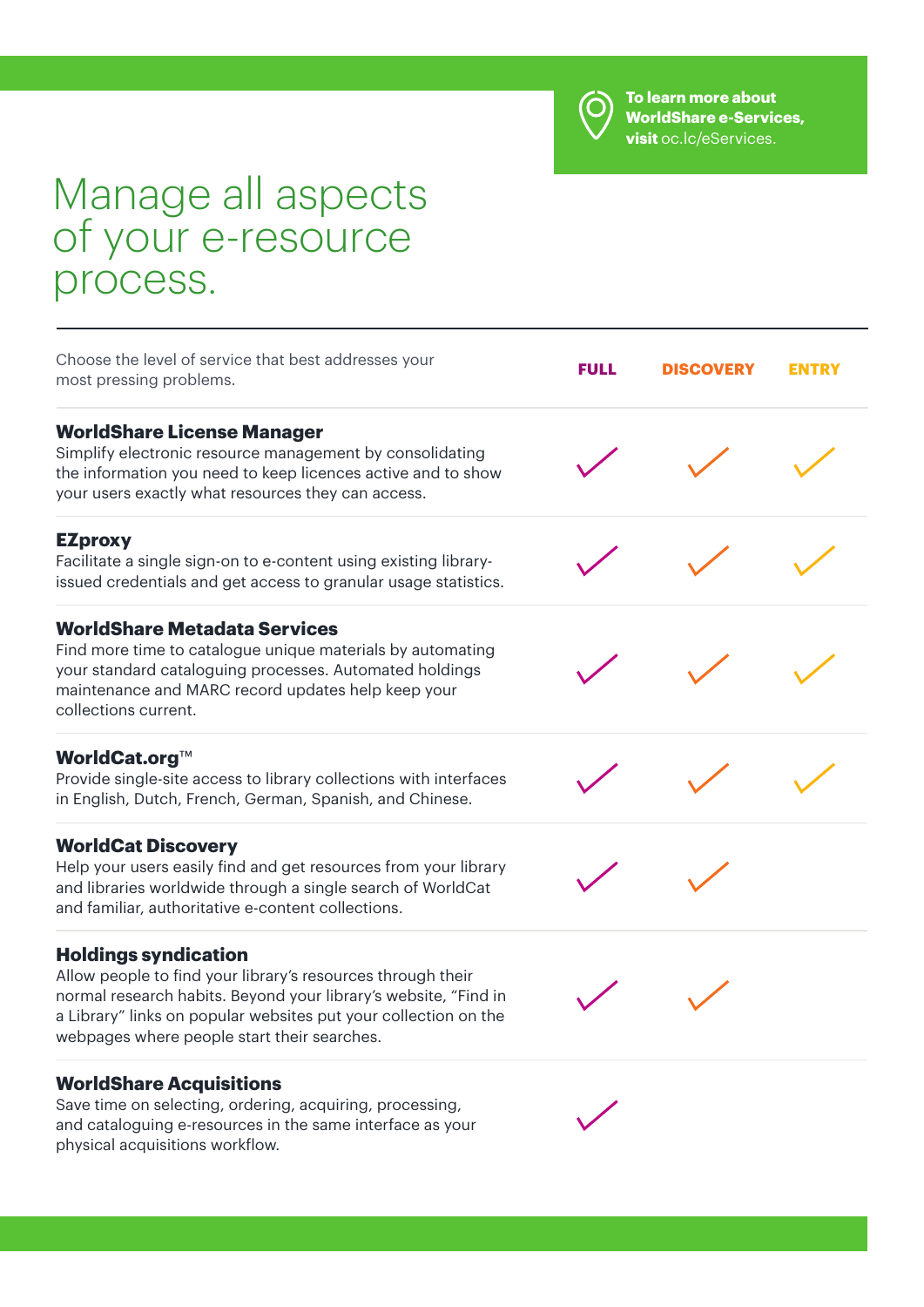To learn more about WorldShare e-Services, visit oc.lc/eServices.

# Manage all aspects of your e-resource process.

| Choose the level of service that best addresses your most pressing problems. | FULL | DISCOVERY | ENTRY |
| --- | --- | --- | --- |
| **WorldShare License Manager** Simplify electronic resource management by consolidating the information you need to keep licences active and to show your users exactly what resources they can access. | ✓ | ✓ | ✓ |
| **EZproxy** Facilitate a single sign-on to e-content using existing library-issued credentials and get access to granular usage statistics. | ✓ | ✓ | ✓ |
| **WorldShare Metadata Services** Find more time to catalogue unique materials by automating your standard cataloguing processes. Automated holdings maintenance and MARC record updates help keep your collections current. | ✓ | ✓ | ✓ |
| **WorldCat.org™** Provide single-site access to library collections with interfaces in English, Dutch, French, German, Spanish, and Chinese. | ✓ | ✓ | ✓ |
| **WorldCat Discovery** Help your users easily find and get resources from your library and libraries worldwide through a single search of WorldCat and familiar, authoritative e-content collections. | ✓ | ✓ | |
| **Holdings syndication** Allow people to find your library's resources through their normal research habits. Beyond your library's website, "Find in a Library" links on popular websites put your collection on the webpages where people start their searches. | ✓ | ✓ | |
| **WorldShare Acquisitions** Save time on selecting, ordering, acquiring, processing, and cataloguing e-resources in the same interface as your physical acquisitions workflow. | ✓ | | |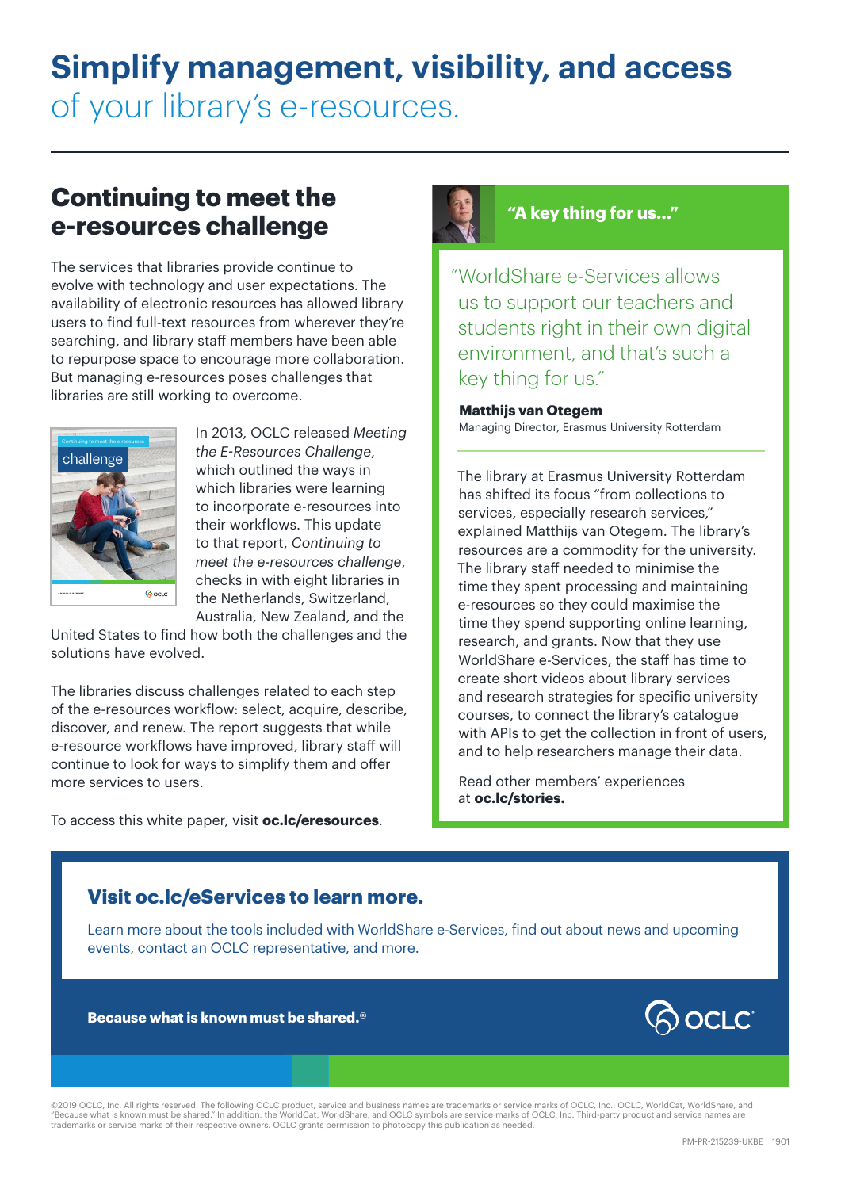# Simplify management, visibility, and access of your library's e-resources.

## Continuing to meet the e-resources challenge

The services that libraries provide continue to evolve with technology and user expectations. The availability of electronic resources has allowed library users to find full-text resources from wherever they're searching, and library staff members have been able to repurpose space to encourage more collaboration. But managing e-resources poses challenges that libraries are still working to overcome.

In 2013, OCLC released *Meeting the E-Resources Challenge*, which outlined the ways in which libraries were learning to incorporate e-resources into their workflows. This update to that report, *Continuing to meet the e-resources challenge*, checks in with eight libraries in the Netherlands, Switzerland, Australia, New Zealand, and the United States to find how both the challenges and the solutions have evolved.

The libraries discuss challenges related to each step of the e-resources workflow: select, acquire, describe, discover, and renew. The report suggests that while e-resource workflows have improved, library staff will continue to look for ways to simplify them and offer more services to users.

To access this white paper, visit **oc.lc/eresources**.

### "A key thing for us..."

"WorldShare e-Services allows us to support our teachers and students right in their own digital environment, and that's such a key thing for us."

**Matthijs van Otegem**
Managing Director, Erasmus University Rotterdam

The library at Erasmus University Rotterdam has shifted its focus "from collections to services, especially research services," explained Matthijs van Otegem. The library's resources are a commodity for the university. The library staff needed to minimise the time they spent processing and maintaining e-resources so they could maximise the time they spend supporting online learning, research, and grants. Now that they use WorldShare e-Services, the staff has time to create short videos about library services and research strategies for specific university courses, to connect the library's catalogue with APIs to get the collection in front of users, and to help researchers manage their data.

Read other members' experiences at **oc.lc/stories.**

## Visit oc.lc/eServices to learn more.

Learn more about the tools included with WorldShare e-Services, find out about news and upcoming events, contact an OCLC representative, and more.

**Because what is known must be shared.®**

OCLC

©2019 OCLC, Inc. All rights reserved. The following OCLC product, service and business names are trademarks or service marks of OCLC, Inc.: OCLC, WorldCat, WorldShare, and "Because what is known must be shared." In addition, the WorldCat, WorldShare, and OCLC symbols are service marks of OCLC, Inc. Third-party product and service names are trademarks or service marks of their respective owners. OCLC grants permission to photocopy this publication as needed.

PM-PR-215239-UKBE 1901